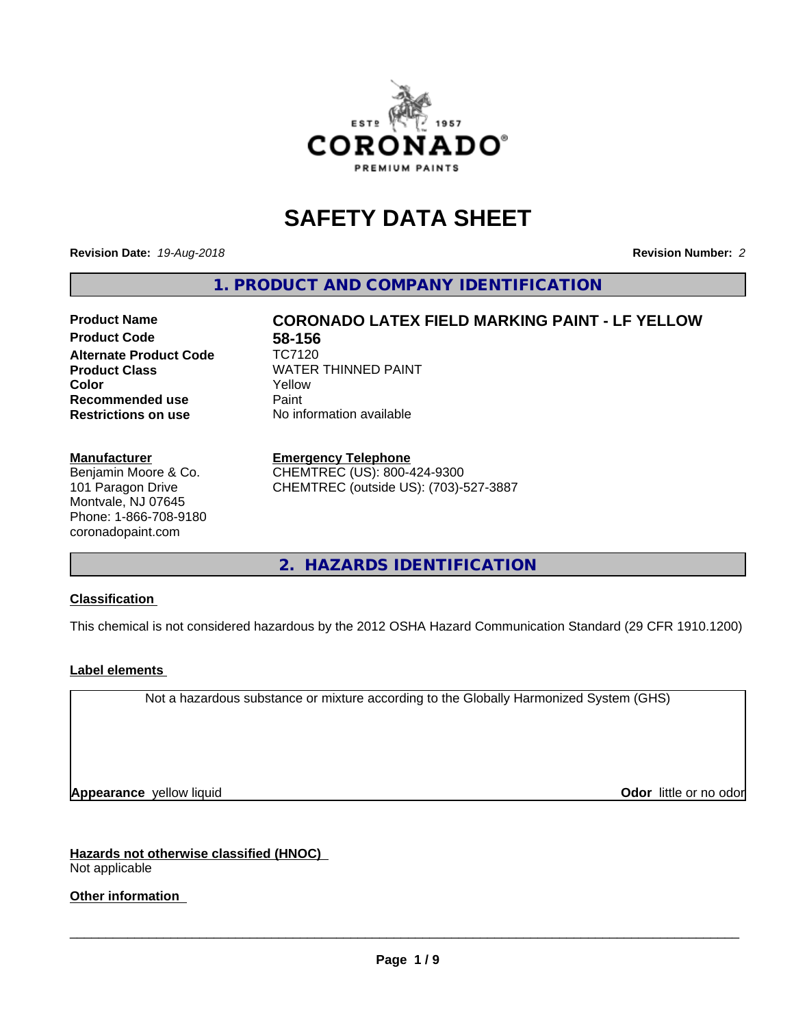# SAFETY DATA SHEET

**Revision Date:** *19-Aug-2018*

**Revision Number:** *2*

## 1. PRODUCT AND COMPANY IDENTIFICATION

| | |
|---|---|
| **Product Name** | **CORONADO LATEX FIELD MARKING PAINT - LF YELLOW** |
| **Product Code** | **58-156** |
| **Alternate Product Code** | TC7120 |
| **Product Class** | WATER THINNED PAINT |
| **Color** | Yellow |
| **Recommended use** | Paint |
| **Restrictions on use** | No information available |

**Manufacturer**
Benjamin Moore & Co.
101 Paragon Drive
Montvale, NJ 07645
Phone: 1-866-708-9180
coronadopaint.com

**Emergency Telephone**
CHEMTREC (US): 800-424-9300
CHEMTREC (outside US): (703)-527-3887

## 2. HAZARDS IDENTIFICATION

**Classification**

This chemical is not considered hazardous by the 2012 OSHA Hazard Communication Standard (29 CFR 1910.1200)

**Label elements**

Not a hazardous substance or mixture according to the Globally Harmonized System (GHS)

**Appearance** yellow liquid

**Odor** little or no odor

**Hazards not otherwise classified (HNOC)**
Not applicable

**Other information**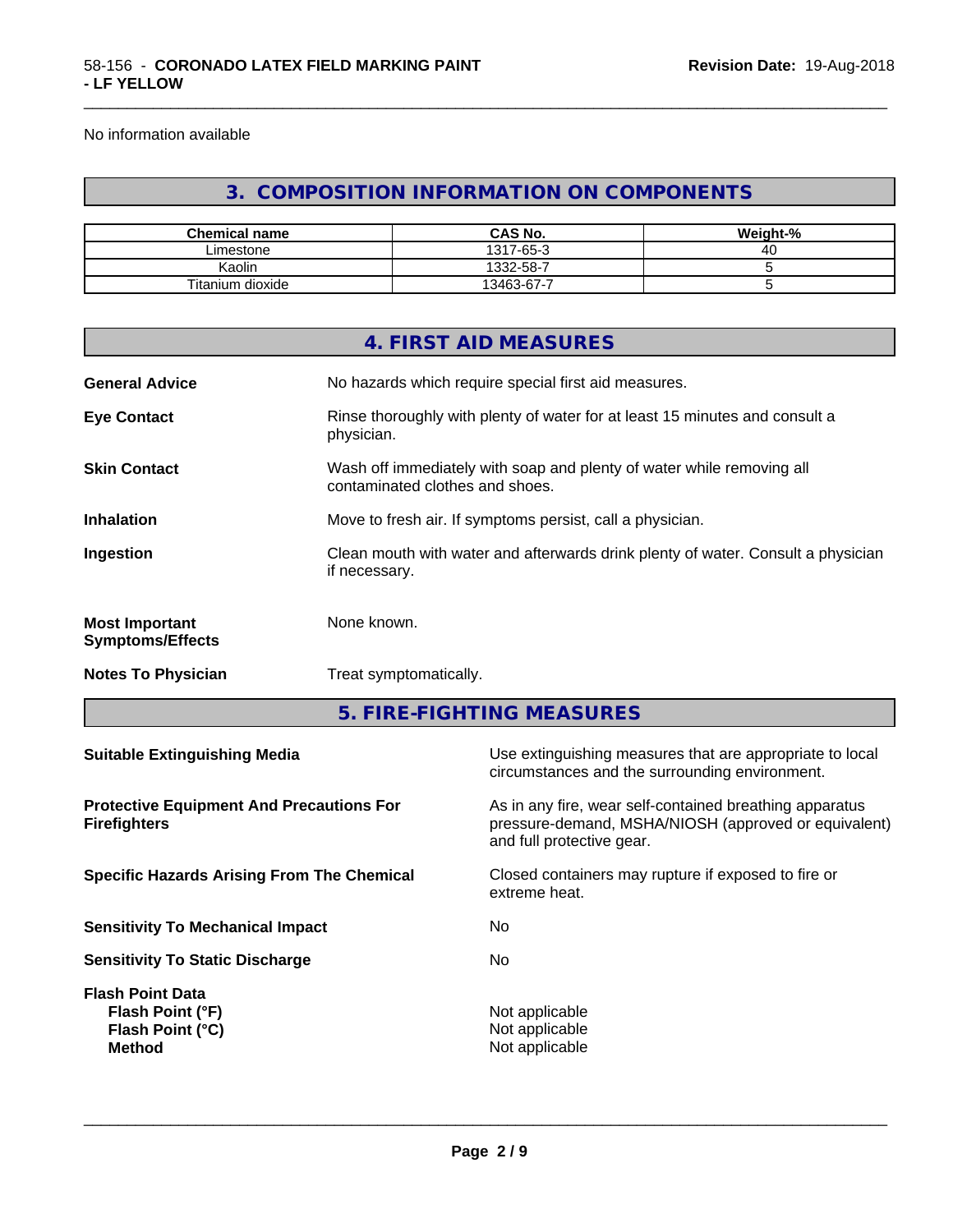No information available

## 3. COMPOSITION INFORMATION ON COMPONENTS

| Chemical name | CAS No. | Weight-% |
|---|---|---|
| Limestone | 1317-65-3 | 40 |
| Kaolin | 1332-58-7 | 5 |
| Titanium dioxide | 13463-67-7 | 5 |

## 4. FIRST AID MEASURES

**General Advice** No hazards which require special first aid measures.

**Eye Contact** Rinse thoroughly with plenty of water for at least 15 minutes and consult a physician.

**Skin Contact** Wash off immediately with soap and plenty of water while removing all contaminated clothes and shoes.

**Inhalation** Move to fresh air. If symptoms persist, call a physician.

**Ingestion** Clean mouth with water and afterwards drink plenty of water. Consult a physician if necessary.

**Most Important Symptoms/Effects** None known.

**Notes To Physician** Treat symptomatically.

## 5. FIRE-FIGHTING MEASURES

**Suitable Extinguishing Media** Use extinguishing measures that are appropriate to local circumstances and the surrounding environment.

**Protective Equipment And Precautions For Firefighters** As in any fire, wear self-contained breathing apparatus pressure-demand, MSHA/NIOSH (approved or equivalent) and full protective gear.

**Specific Hazards Arising From The Chemical** Closed containers may rupture if exposed to fire or extreme heat.

**Sensitivity To Mechanical Impact** No

**Sensitivity To Static Discharge** No

**Flash Point Data**
**Flash Point (°F)** Not applicable
**Flash Point (°C)** Not applicable
**Method** Not applicable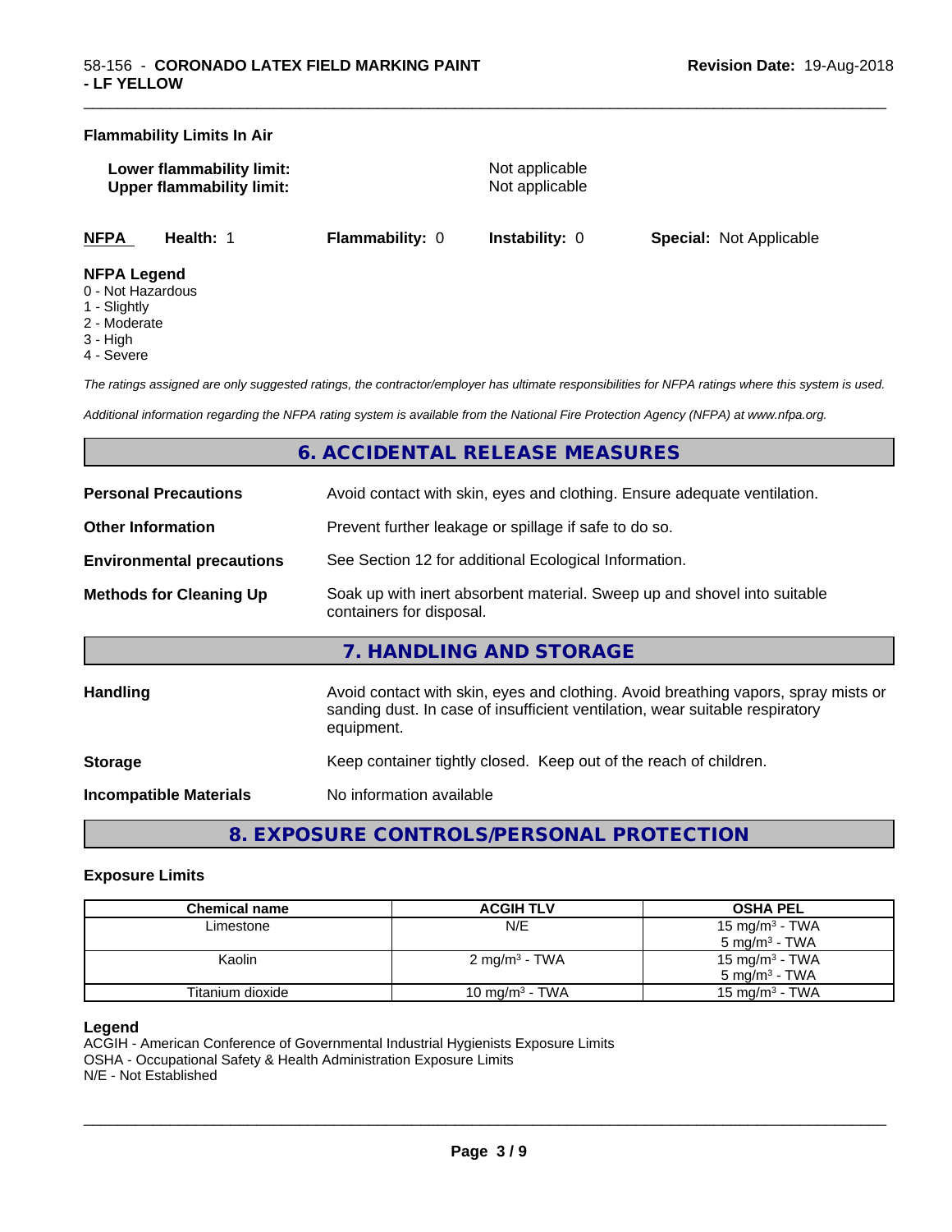**Flammability Limits In Air**

**Lower flammability limit:** Not applicable
**Upper flammability limit:** Not applicable

| **NFPA** | **Health:** 1 | **Flammability:** 0 | **Instability:** 0 | **Special:** Not Applicable |
|---|---|---|---|---|

**NFPA Legend**
- 0 - Not Hazardous
- 1 - Slightly
- 2 - Moderate
- 3 - High
- 4 - Severe

*The ratings assigned are only suggested ratings, the contractor/employer has ultimate responsibilities for NFPA ratings where this system is used.*

*Additional information regarding the NFPA rating system is available from the National Fire Protection Agency (NFPA) at www.nfpa.org.*

## 6. ACCIDENTAL RELEASE MEASURES

**Personal Precautions** Avoid contact with skin, eyes and clothing. Ensure adequate ventilation.

**Other Information** Prevent further leakage or spillage if safe to do so.

**Environmental precautions** See Section 12 for additional Ecological Information.

**Methods for Cleaning Up** Soak up with inert absorbent material. Sweep up and shovel into suitable containers for disposal.

## 7. HANDLING AND STORAGE

**Handling** Avoid contact with skin, eyes and clothing. Avoid breathing vapors, spray mists or sanding dust. In case of insufficient ventilation, wear suitable respiratory equipment.

**Storage** Keep container tightly closed. Keep out of the reach of children.

**Incompatible Materials** No information available

## 8. EXPOSURE CONTROLS/PERSONAL PROTECTION

### Exposure Limits

| Chemical name | ACGIH TLV | OSHA PEL |
|---|---|---|
| Limestone | N/E | 15 mg/m$^3$ - TWA<br>5 mg/m$^3$ - TWA |
| Kaolin | 2 mg/m$^3$ - TWA | 15 mg/m$^3$ - TWA<br>5 mg/m$^3$ - TWA |
| Titanium dioxide | 10 mg/m$^3$ - TWA | 15 mg/m$^3$ - TWA |

**Legend**
ACGIH - American Conference of Governmental Industrial Hygienists Exposure Limits
OSHA - Occupational Safety & Health Administration Exposure Limits
N/E - Not Established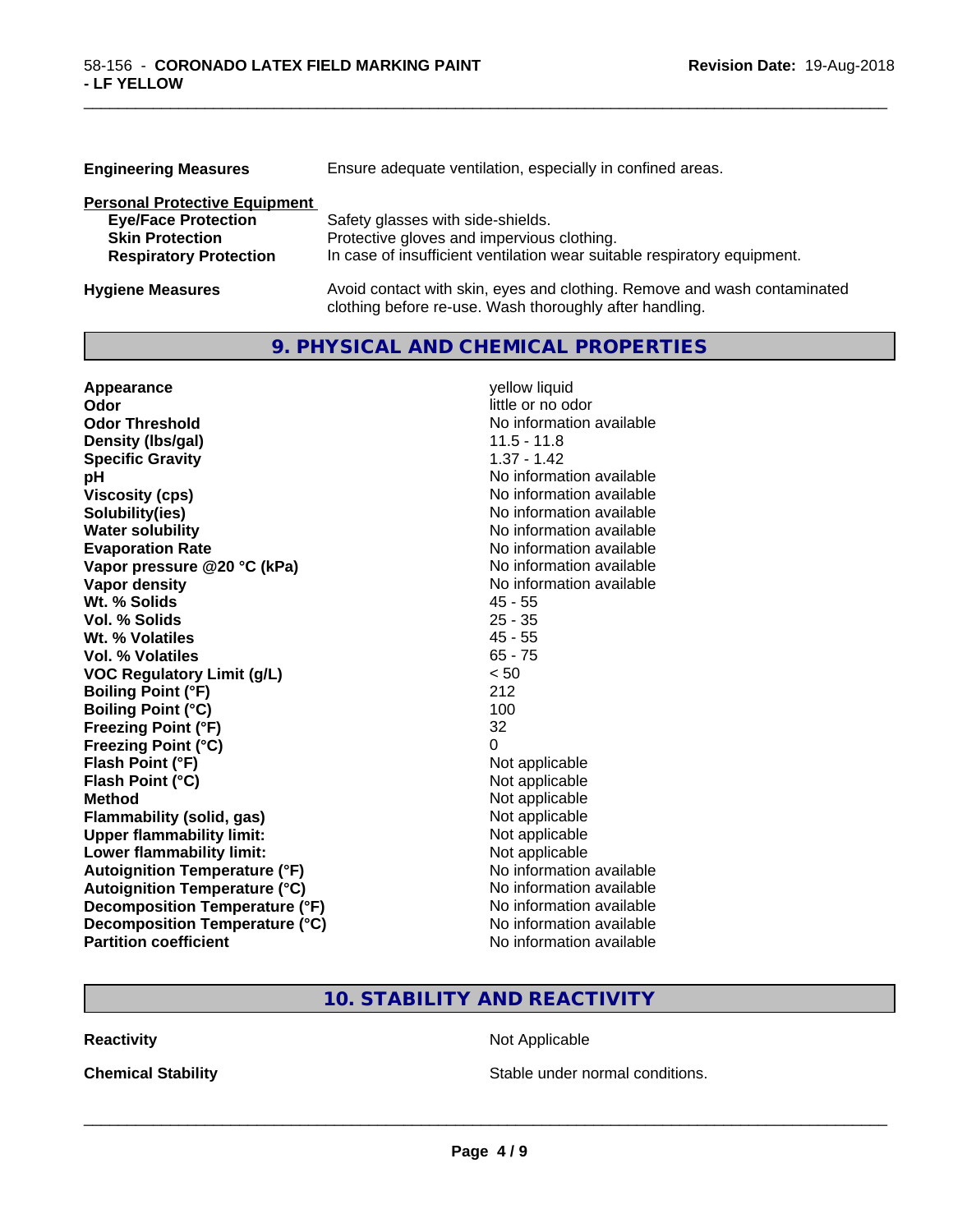**Engineering Measures** Ensure adequate ventilation, especially in confined areas.

**Personal Protective Equipment**

| | |
|---|---|
| **Eye/Face Protection** | Safety glasses with side-shields. |
| **Skin Protection** | Protective gloves and impervious clothing. |
| **Respiratory Protection** | In case of insufficient ventilation wear suitable respiratory equipment. |

**Hygiene Measures** Avoid contact with skin, eyes and clothing. Remove and wash contaminated clothing before re-use. Wash thoroughly after handling.

## 9. PHYSICAL AND CHEMICAL PROPERTIES

| | |
|---|---|
| **Appearance** | yellow liquid |
| **Odor** | little or no odor |
| **Odor Threshold** | No information available |
| **Density (lbs/gal)** | 11.5 - 11.8 |
| **Specific Gravity** | 1.37 - 1.42 |
| **pH** | No information available |
| **Viscosity (cps)** | No information available |
| **Solubility(ies)** | No information available |
| **Water solubility** | No information available |
| **Evaporation Rate** | No information available |
| **Vapor pressure @20 °C (kPa)** | No information available |
| **Vapor density** | No information available |
| **Wt. % Solids** | 45 - 55 |
| **Vol. % Solids** | 25 - 35 |
| **Wt. % Volatiles** | 45 - 55 |
| **Vol. % Volatiles** | 65 - 75 |
| **VOC Regulatory Limit (g/L)** | < 50 |
| **Boiling Point (°F)** | 212 |
| **Boiling Point (°C)** | 100 |
| **Freezing Point (°F)** | 32 |
| **Freezing Point (°C)** | 0 |
| **Flash Point (°F)** | Not applicable |
| **Flash Point (°C)** | Not applicable |
| **Method** | Not applicable |
| **Flammability (solid, gas)** | Not applicable |
| **Upper flammability limit:** | Not applicable |
| **Lower flammability limit:** | Not applicable |
| **Autoignition Temperature (°F)** | No information available |
| **Autoignition Temperature (°C)** | No information available |
| **Decomposition Temperature (°F)** | No information available |
| **Decomposition Temperature (°C)** | No information available |
| **Partition coefficient** | No information available |

## 10. STABILITY AND REACTIVITY

| | |
|---|---|
| **Reactivity** | Not Applicable |
| **Chemical Stability** | Stable under normal conditions. |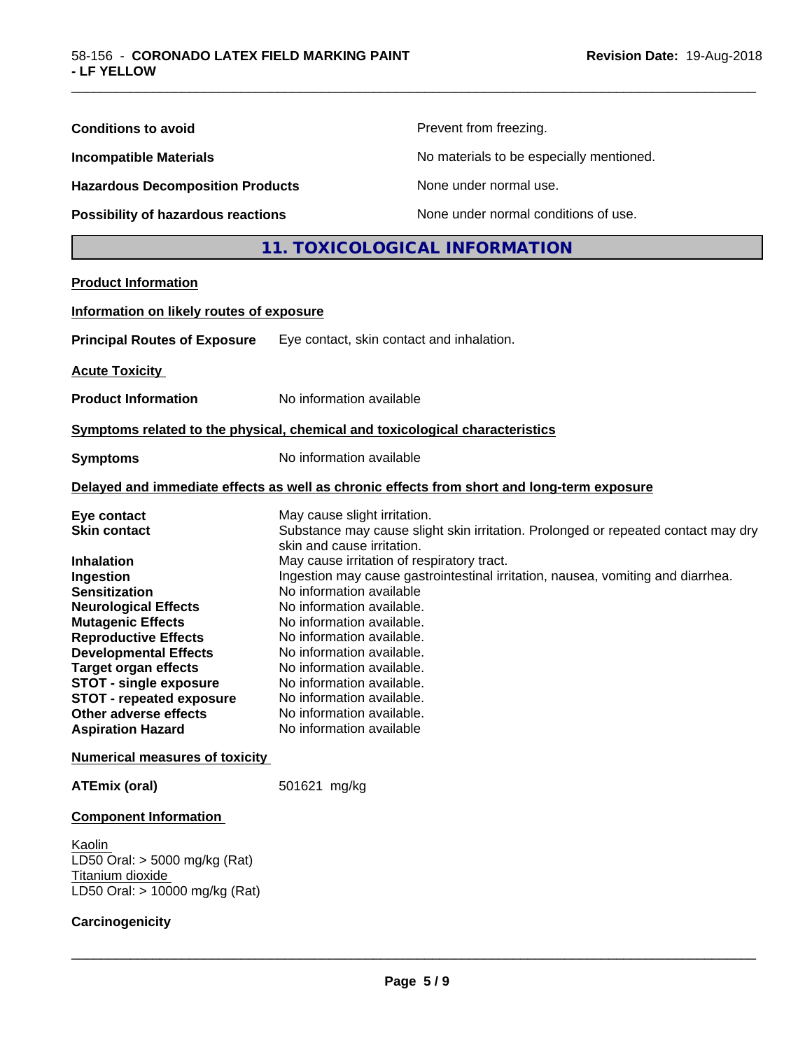| | |
|---|---|
| **Conditions to avoid** | Prevent from freezing. |
| **Incompatible Materials** | No materials to be especially mentioned. |
| **Hazardous Decomposition Products** | None under normal use. |
| **Possibility of hazardous reactions** | None under normal conditions of use. |

## 11. TOXICOLOGICAL INFORMATION

**Product Information**

**Information on likely routes of exposure**

**Principal Routes of Exposure** Eye contact, skin contact and inhalation.

**Acute Toxicity**

**Product Information** No information available

**Symptoms related to the physical, chemical and toxicological characteristics**

**Symptoms** No information available

**Delayed and immediate effects as well as chronic effects from short and long-term exposure**

| | |
|---|---|
| **Eye contact** | May cause slight irritation. |
| **Skin contact** | Substance may cause slight skin irritation. Prolonged or repeated contact may dry skin and cause irritation. |
| **Inhalation** | May cause irritation of respiratory tract. |
| **Ingestion** | Ingestion may cause gastrointestinal irritation, nausea, vomiting and diarrhea. |
| **Sensitization** | No information available |
| **Neurological Effects** | No information available. |
| **Mutagenic Effects** | No information available. |
| **Reproductive Effects** | No information available. |
| **Developmental Effects** | No information available. |
| **Target organ effects** | No information available. |
| **STOT - single exposure** | No information available. |
| **STOT - repeated exposure** | No information available. |
| **Other adverse effects** | No information available. |
| **Aspiration Hazard** | No information available |

**Numerical measures of toxicity**

**ATEmix (oral)** 501621 mg/kg

**Component Information**

Kaolin
LD50 Oral: > 5000 mg/kg (Rat)
Titanium dioxide
LD50 Oral: > 10000 mg/kg (Rat)

**Carcinogenicity**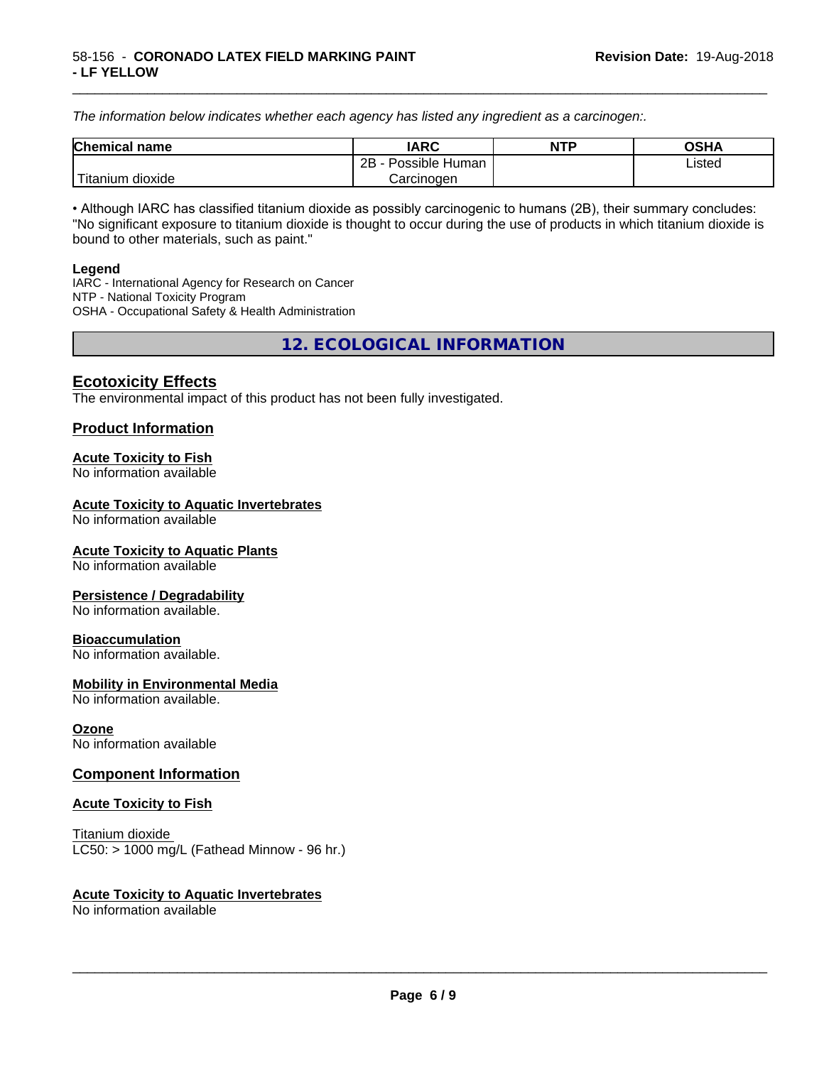*The information below indicates whether each agency has listed any ingredient as a carcinogen:.*

| Chemical name | IARC | NTP | OSHA |
|---|---|---|---|
| Titanium dioxide | 2B - Possible Human Carcinogen | | Listed |

• Although IARC has classified titanium dioxide as possibly carcinogenic to humans (2B), their summary concludes: "No significant exposure to titanium dioxide is thought to occur during the use of products in which titanium dioxide is bound to other materials, such as paint."

**Legend**

IARC - International Agency for Research on Cancer
NTP - National Toxicity Program
OSHA - Occupational Safety & Health Administration

## 12. ECOLOGICAL INFORMATION

### Ecotoxicity Effects

The environmental impact of this product has not been fully investigated.

### Product Information

**Acute Toxicity to Fish**
No information available

**Acute Toxicity to Aquatic Invertebrates**
No information available

**Acute Toxicity to Aquatic Plants**
No information available

**Persistence / Degradability**
No information available.

**Bioaccumulation**
No information available.

**Mobility in Environmental Media**
No information available.

**Ozone**
No information available

### Component Information

**Acute Toxicity to Fish**

Titanium dioxide
LC50: > 1000 mg/L (Fathead Minnow - 96 hr.)

**Acute Toxicity to Aquatic Invertebrates**
No information available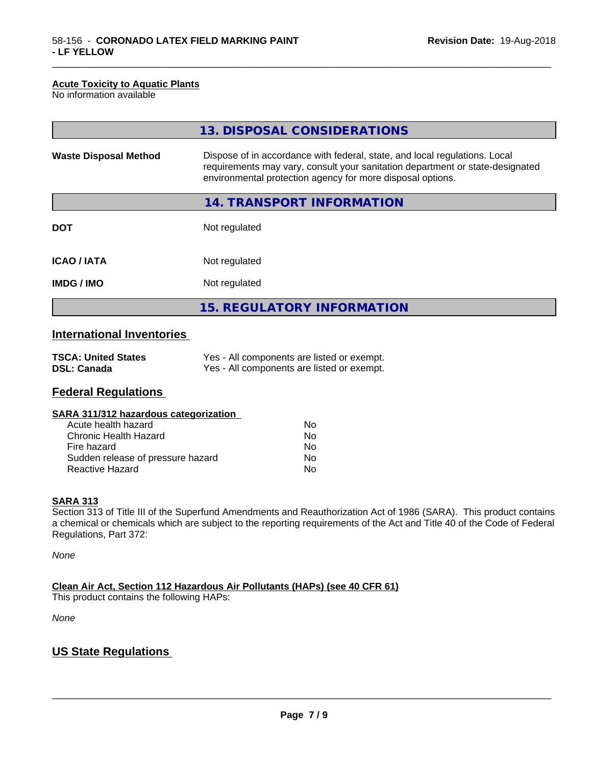**Acute Toxicity to Aquatic Plants**
No information available

## 13. DISPOSAL CONSIDERATIONS

| | |
|---|---|
| **Waste Disposal Method** | Dispose of in accordance with federal, state, and local regulations. Local requirements may vary, consult your sanitation department or state-designated environmental protection agency for more disposal options. |

## 14. TRANSPORT INFORMATION

| | |
|---|---|
| **DOT** | Not regulated |
| **ICAO / IATA** | Not regulated |
| **IMDG / IMO** | Not regulated |

## 15. REGULATORY INFORMATION

### International Inventories

| | |
|---|---|
| **TSCA: United States** | Yes - All components are listed or exempt. |
| **DSL: Canada** | Yes - All components are listed or exempt. |

### Federal Regulations

**SARA 311/312 hazardous categorization**

| | |
|---|---|
| Acute health hazard | No |
| Chronic Health Hazard | No |
| Fire hazard | No |
| Sudden release of pressure hazard | No |
| Reactive Hazard | No |

**SARA 313**
Section 313 of Title III of the Superfund Amendments and Reauthorization Act of 1986 (SARA). This product contains a chemical or chemicals which are subject to the reporting requirements of the Act and Title 40 of the Code of Federal Regulations, Part 372:

*None*

**Clean Air Act, Section 112 Hazardous Air Pollutants (HAPs) (see 40 CFR 61)**
This product contains the following HAPs:

*None*

### US State Regulations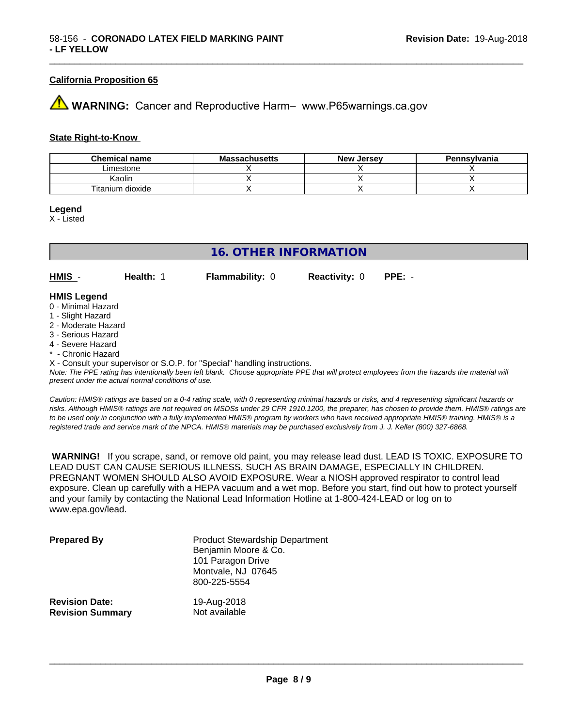### California Proposition 65

⚠ **WARNING:** Cancer and Reproductive Harm– www.P65warnings.ca.gov

### State Right-to-Know

| Chemical name | Massachusetts | New Jersey | Pennsylvania |
|---|---|---|---|
| Limestone | X | X | X |
| Kaolin | X | X | X |
| Titanium dioxide | X | X | X |

**Legend**
X - Listed

## 16. OTHER INFORMATION

**HMIS** - **Health:** 1 **Flammability:** 0 **Reactivity:** 0 **PPE:** -

**HMIS Legend**
0 - Minimal Hazard
1 - Slight Hazard
2 - Moderate Hazard
3 - Serious Hazard
4 - Severe Hazard
* - Chronic Hazard
X - Consult your supervisor or S.O.P. for "Special" handling instructions.

*Note: The PPE rating has intentionally been left blank. Choose appropriate PPE that will protect employees from the hazards the material will present under the actual normal conditions of use.*

*Caution: HMIS® ratings are based on a 0-4 rating scale, with 0 representing minimal hazards or risks, and 4 representing significant hazards or risks. Although HMIS® ratings are not required on MSDSs under 29 CFR 1910.1200, the preparer, has chosen to provide them. HMIS® ratings are to be used only in conjunction with a fully implemented HMIS® program by workers who have received appropriate HMIS® training. HMIS® is a registered trade and service mark of the NPCA. HMIS® materials may be purchased exclusively from J. J. Keller (800) 327-6868.*

**WARNING!** If you scrape, sand, or remove old paint, you may release lead dust. LEAD IS TOXIC. EXPOSURE TO LEAD DUST CAN CAUSE SERIOUS ILLNESS, SUCH AS BRAIN DAMAGE, ESPECIALLY IN CHILDREN. PREGNANT WOMEN SHOULD ALSO AVOID EXPOSURE. Wear a NIOSH approved respirator to control lead exposure. Clean up carefully with a HEPA vacuum and a wet mop. Before you start, find out how to protect yourself and your family by contacting the National Lead Information Hotline at 1-800-424-LEAD or log on to www.epa.gov/lead.

**Prepared By**
Product Stewardship Department
Benjamin Moore & Co.
101 Paragon Drive
Montvale, NJ 07645
800-225-5554

**Revision Date:** 19-Aug-2018
**Revision Summary** Not available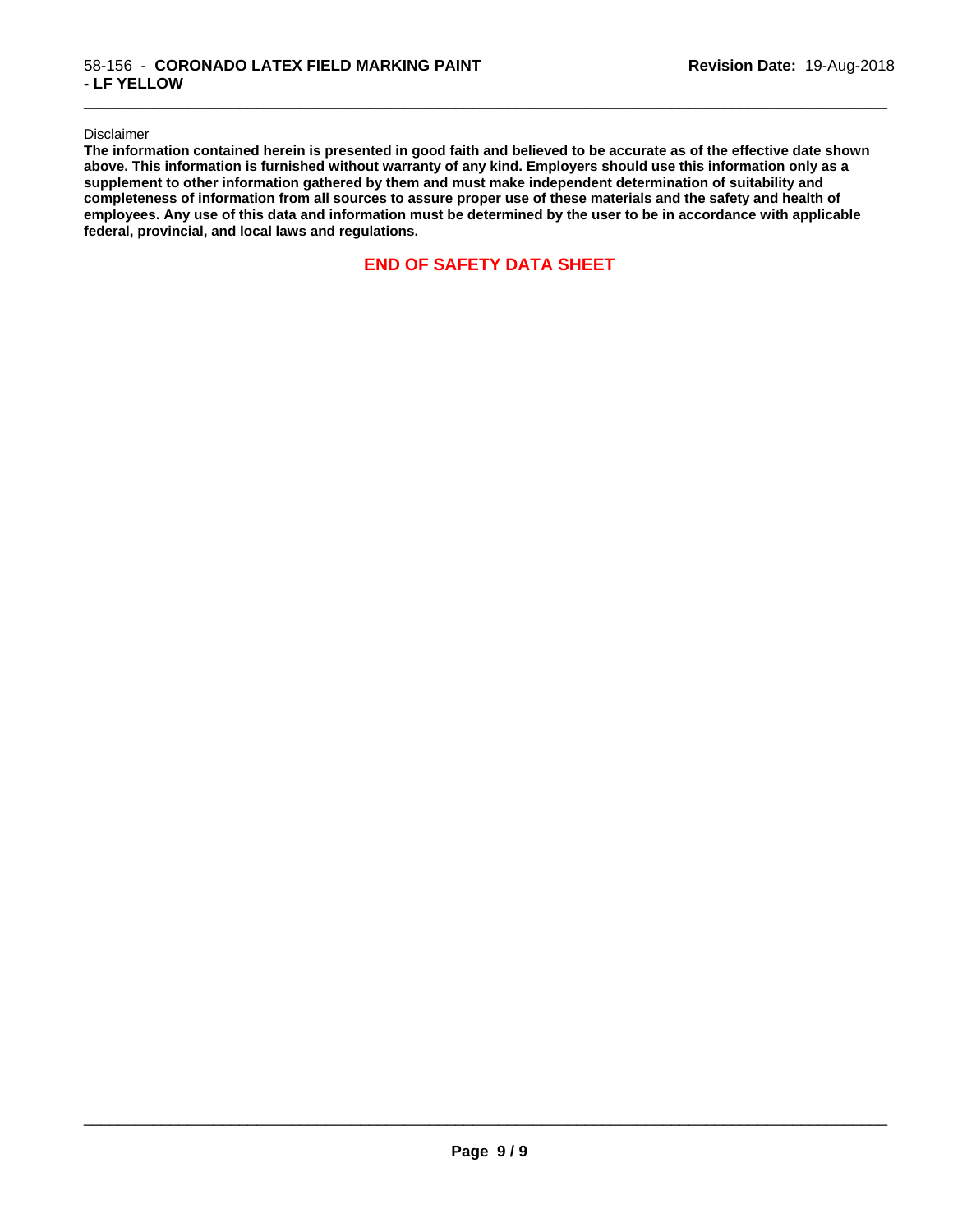Disclaimer

**The information contained herein is presented in good faith and believed to be accurate as of the effective date shown above. This information is furnished without warranty of any kind. Employers should use this information only as a supplement to other information gathered by them and must make independent determination of suitability and completeness of information from all sources to assure proper use of these materials and the safety and health of employees. Any use of this data and information must be determined by the user to be in accordance with applicable federal, provincial, and local laws and regulations.**

**END OF SAFETY DATA SHEET**